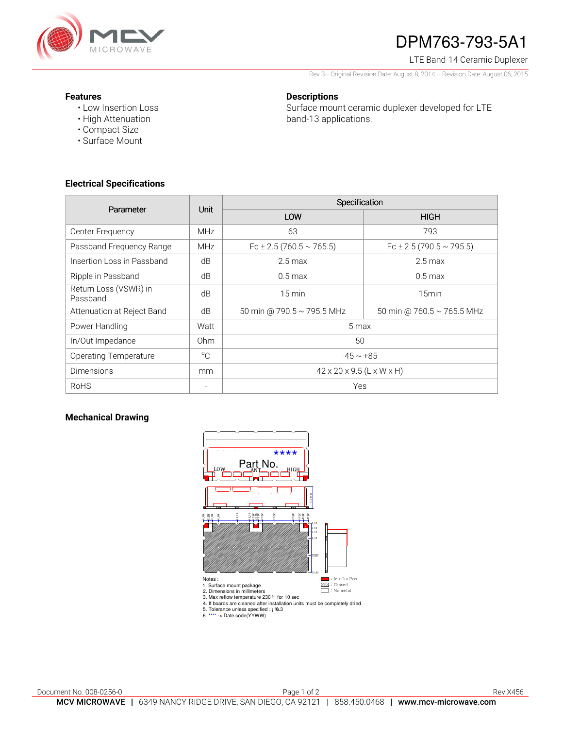# DPM763-793-5A1

LTE Band-14 Ceramic Duplexer

Rev 3– Original Revision Date: August 8, 2014 – Revision Date: August 06, 2015

### Features

- Low Insertion Loss
- High Attenuation
- Compact Size
- Surface Mount

### Descriptions

Surface mount ceramic duplexer developed for LTE band-13 applications.

### Electrical Specifications

| Parameter | Unit | Specification | |
|---|---|---|---|
| | | LOW | HIGH |
| Center Frequency | MHz | 63 | 793 |
| Passband Frequency Range | MHz | Fc ± 2.5 (760.5 ~ 765.5) | Fc ± 2.5 (790.5 ~ 795.5) |
| Insertion Loss in Passband | dB | 2.5 max | 2.5 max |
| Ripple in Passband | dB | 0.5 max | 0.5 max |
| Return Loss (VSWR) in Passband | dB | 15 min | 15min |
| Attenuation at Reject Band | dB | 50 min @ 790.5 ~ 795.5 MHz | 50 min @ 760.5 ~ 765.5 MHz |
| Power Handling | Watt | 5 max | |
| In/Out Impedance | Ohm | 50 | |
| Operating Temperature | °C | -45 ~ +85 | |
| Dimensions | mm | 42 x 20 x 9.5 (L x W x H) | |
| RoHS | - | Yes | |

### Mechanical Drawing

****

Part No.

LOW ANT HIGH

: In / Out Port
: Ground
: No metal

Notes :
1. Surface mount package
2. Dimensions in millimeters
3. Max reflow temperature 230 ℃ for 10 sec
4. If boards are cleaned after installation units must be completely dried
5. Tolerance unless specified : ±0.3
6. **** -> Date code(YYWW)

Document No. 008-0256-0

Rev X456

**MCV MICROWAVE** | 6349 NANCY RIDGE DRIVE, SAN DIEGO, CA 92121 | 858.450.0468 | **www.mcv-microwave.com**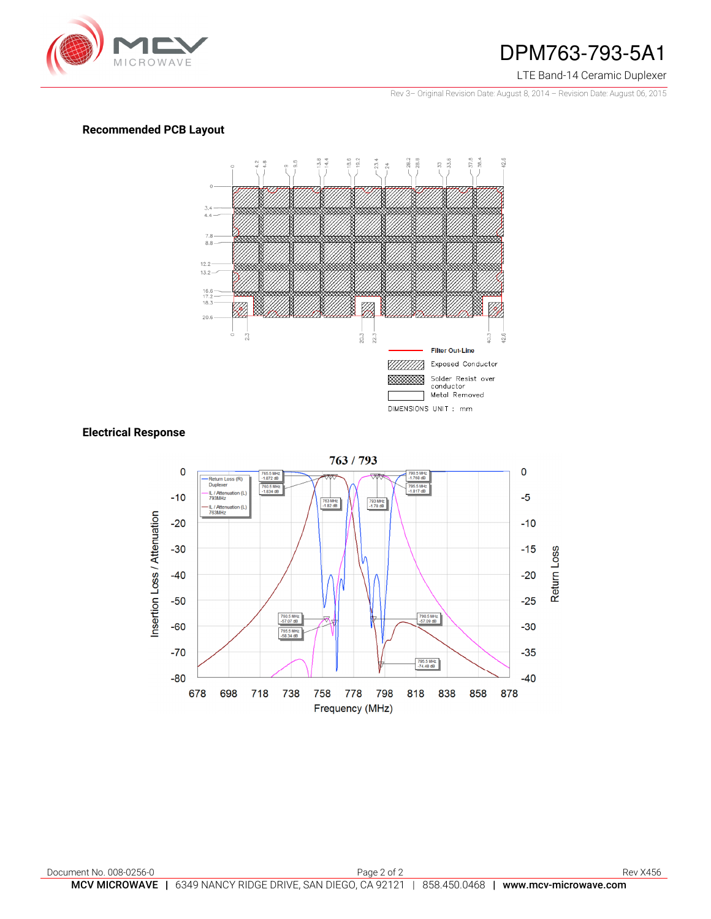## Recommended PCB Layout

0, 4.2, 4.8, 9, 9.6, 13.8, 14.4, 18.6, 19.2, 23.4, 24, 28.2, 28.8, 33, 33.6, 37.8, 38.4, 42.6

0, 3.4, 4.4, 7.8, 8.8, 12.2, 13.2, 16.6, 17.2, 18.3, 20.6

0, 2.3, 20.3, 22.3, 40.3, 42.6

Filter Out-Line

Exposed Conductor

Solder Resist over conductor

Metal Removed

DIMENSIONS UNIT : mm

## Electrical Response

763 / 793

Return Loss (R) Duplexer

IL / Attenuation (L) 793MHz

IL / Attenuation (L) 763MHz

765.5 MHz -1.872 dB

760.5 MHz -1.834 dB

763 MHz -1.82 dB

793 MHz -1.78 dB

790.5 MHz -1.768 dB

795.5 MHz -1.817 dB

760.5 MHz -57.07 dB

765.5 MHz -58.34 dB

790.5 MHz -57.09 dB

795.5 MHz -74.48 dB

Insertion Loss / Attenuation

0, -10, -20, -30, -40, -50, -60, -70, -80

Return Loss

0, -5, -10, -15, -20, -25, -30, -35, -40

678, 698, 718, 738, 758, 778, 798, 818, 838, 858, 878

Frequency (MHz)